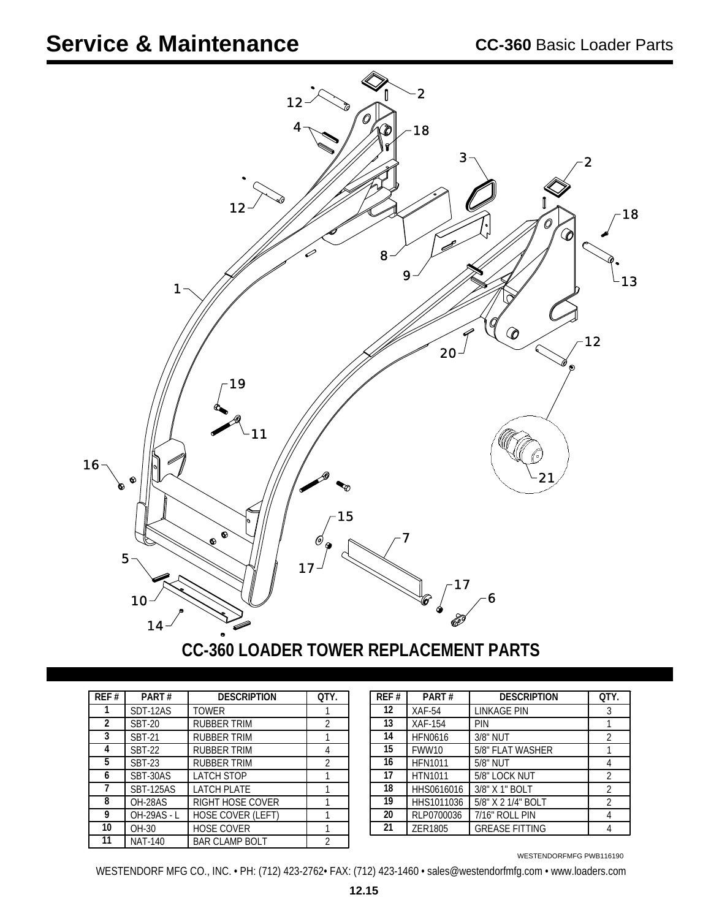# Service & Maintenance

**CC-360** Basic Loader Parts

## CC-360 LOADER TOWER REPLACEMENT PARTS

| REF # | PART # | DESCRIPTION | QTY. |
|---|---|---|---|
| 1 | SDT-12AS | TOWER | 1 |
| 2 | SBT-20 | RUBBER TRIM | 2 |
| 3 | SBT-21 | RUBBER TRIM | 1 |
| 4 | SBT-22 | RUBBER TRIM | 4 |
| 5 | SBT-23 | RUBBER TRIM | 2 |
| 6 | SBT-30AS | LATCH STOP | 1 |
| 7 | SBT-125AS | LATCH PLATE | 1 |
| 8 | OH-28AS | RIGHT HOSE COVER | 1 |
| 9 | OH-29AS - L | HOSE COVER (LEFT) | 1 |
| 10 | OH-30 | HOSE COVER | 1 |
| 11 | NAT-140 | BAR CLAMP BOLT | 2 |
| 12 | XAF-54 | LINKAGE PIN | 3 |
| 13 | XAF-154 | PIN | 1 |
| 14 | HFN0616 | 3/8" NUT | 2 |
| 15 | FWW10 | 5/8" FLAT WASHER | 1 |
| 16 | HFN1011 | 5/8" NUT | 4 |
| 17 | HTN1011 | 5/8" LOCK NUT | 2 |
| 18 | HHS0616016 | 3/8" X 1" BOLT | 2 |
| 19 | HHS1011036 | 5/8" X 2 1/4" BOLT | 2 |
| 20 | RLP0700036 | 7/16" ROLL PIN | 4 |
| 21 | ZER1805 | GREASE FITTING | 4 |

WESTENDORFMFG PWB116190

WESTENDORF MFG CO., INC. • PH: (712) 423-2762• FAX: (712) 423-1460 • sales@westendorfmfg.com • www.loaders.com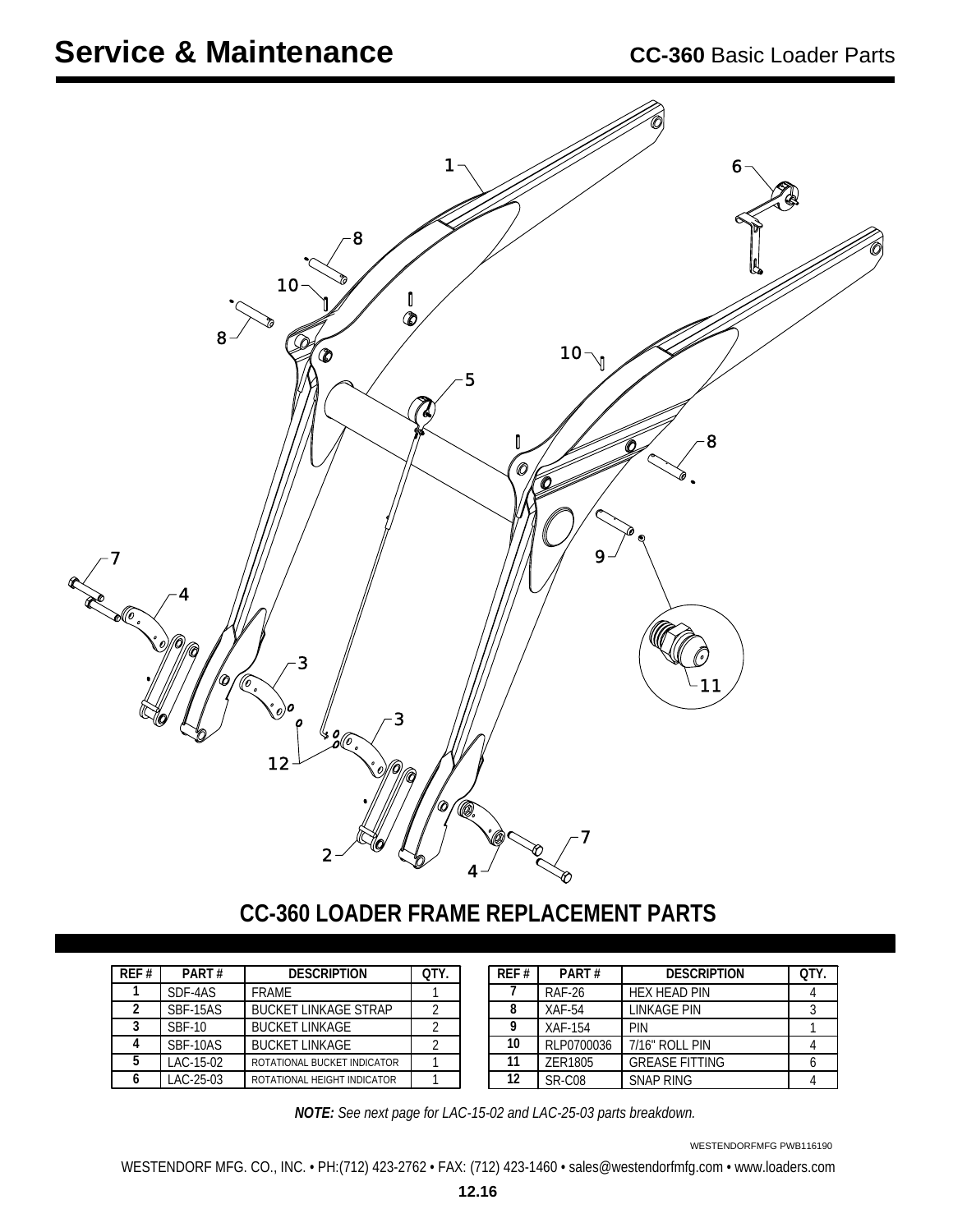# Service & Maintenance

**CC-360** Basic Loader Parts

## CC-360 LOADER FRAME REPLACEMENT PARTS

| REF # | PART # | DESCRIPTION | QTY. |
|---|---|---|---|
| 1 | SDF-4AS | FRAME | 1 |
| 2 | SBF-15AS | BUCKET LINKAGE STRAP | 2 |
| 3 | SBF-10 | BUCKET LINKAGE | 2 |
| 4 | SBF-10AS | BUCKET LINKAGE | 2 |
| 5 | LAC-15-02 | ROTATIONAL BUCKET INDICATOR | 1 |
| 6 | LAC-25-03 | ROTATIONAL HEIGHT INDICATOR | 1 |
| 7 | RAF-26 | HEX HEAD PIN | 4 |
| 8 | XAF-54 | LINKAGE PIN | 3 |
| 9 | XAF-154 | PIN | 1 |
| 10 | RLP0700036 | 7/16" ROLL PIN | 4 |
| 11 | ZER1805 | GREASE FITTING | 6 |
| 12 | SR-C08 | SNAP RING | 4 |

***NOTE:*** *See next page for LAC-15-02 and LAC-25-03 parts breakdown.*

WESTENDORFMFG PWB116190

WESTENDORF MFG. CO., INC. • PH:(712) 423-2762 • FAX: (712) 423-1460 • sales@westendorfmfg.com • www.loaders.com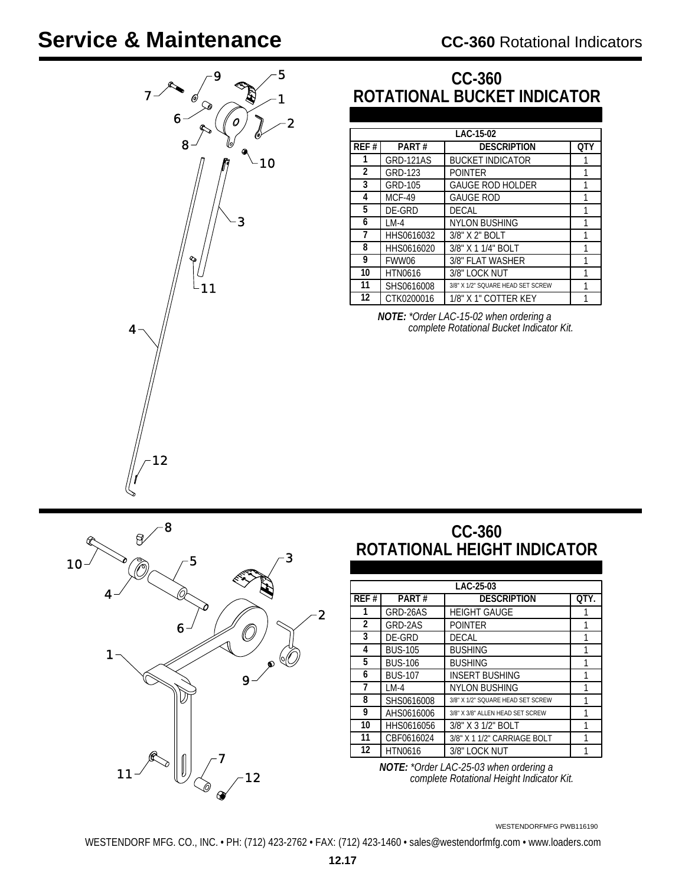# Service & Maintenance

**CC-360** Rotational Indicators

## CC-360 ROTATIONAL BUCKET INDICATOR

| LAC-15-02 | | | |
|---|---|---|---|
| REF # | PART # | DESCRIPTION | QTY |
| 1 | GRD-121AS | BUCKET INDICATOR | 1 |
| 2 | GRD-123 | POINTER | 1 |
| 3 | GRD-105 | GAUGE ROD HOLDER | 1 |
| 4 | MCF-49 | GAUGE ROD | 1 |
| 5 | DE-GRD | DECAL | 1 |
| 6 | LM-4 | NYLON BUSHING | 1 |
| 7 | HHS0616032 | 3/8" X 2" BOLT | 1 |
| 8 | HHS0616020 | 3/8" X 1 1/4" BOLT | 1 |
| 9 | FWW06 | 3/8" FLAT WASHER | 1 |
| 10 | HTN0616 | 3/8" LOCK NUT | 1 |
| 11 | SHS0616008 | 3/8" X 1/2" SQUARE HEAD SET SCREW | 1 |
| 12 | CTK0200016 | 1/8" X 1" COTTER KEY | 1 |

***NOTE:*** *\*Order LAC-15-02 when ordering a complete Rotational Bucket Indicator Kit.*

## CC-360 ROTATIONAL HEIGHT INDICATOR

| LAC-25-03 | | | |
|---|---|---|---|
| REF # | PART # | DESCRIPTION | QTY. |
| 1 | GRD-26AS | HEIGHT GAUGE | 1 |
| 2 | GRD-2AS | POINTER | 1 |
| 3 | DE-GRD | DECAL | 1 |
| 4 | BUS-105 | BUSHING | 1 |
| 5 | BUS-106 | BUSHING | 1 |
| 6 | BUS-107 | INSERT BUSHING | 1 |
| 7 | LM-4 | NYLON BUSHING | 1 |
| 8 | SHS0616008 | 3/8" X 1/2" SQUARE HEAD SET SCREW | 1 |
| 9 | AHS0616006 | 3/8" X 3/8" ALLEN HEAD SET SCREW | 1 |
| 10 | HHS0616056 | 3/8" X 3 1/2" BOLT | 1 |
| 11 | CBF0616024 | 3/8" X 1 1/2" CARRIAGE BOLT | 1 |
| 12 | HTN0616 | 3/8" LOCK NUT | 1 |

***NOTE:*** *\*Order LAC-25-03 when ordering a complete Rotational Height Indicator Kit.*

WESTENDORFMFG PWB116190

WESTENDORF MFG. CO., INC. • PH: (712) 423-2762 • FAX: (712) 423-1460 • sales@westendorfmfg.com • www.loaders.com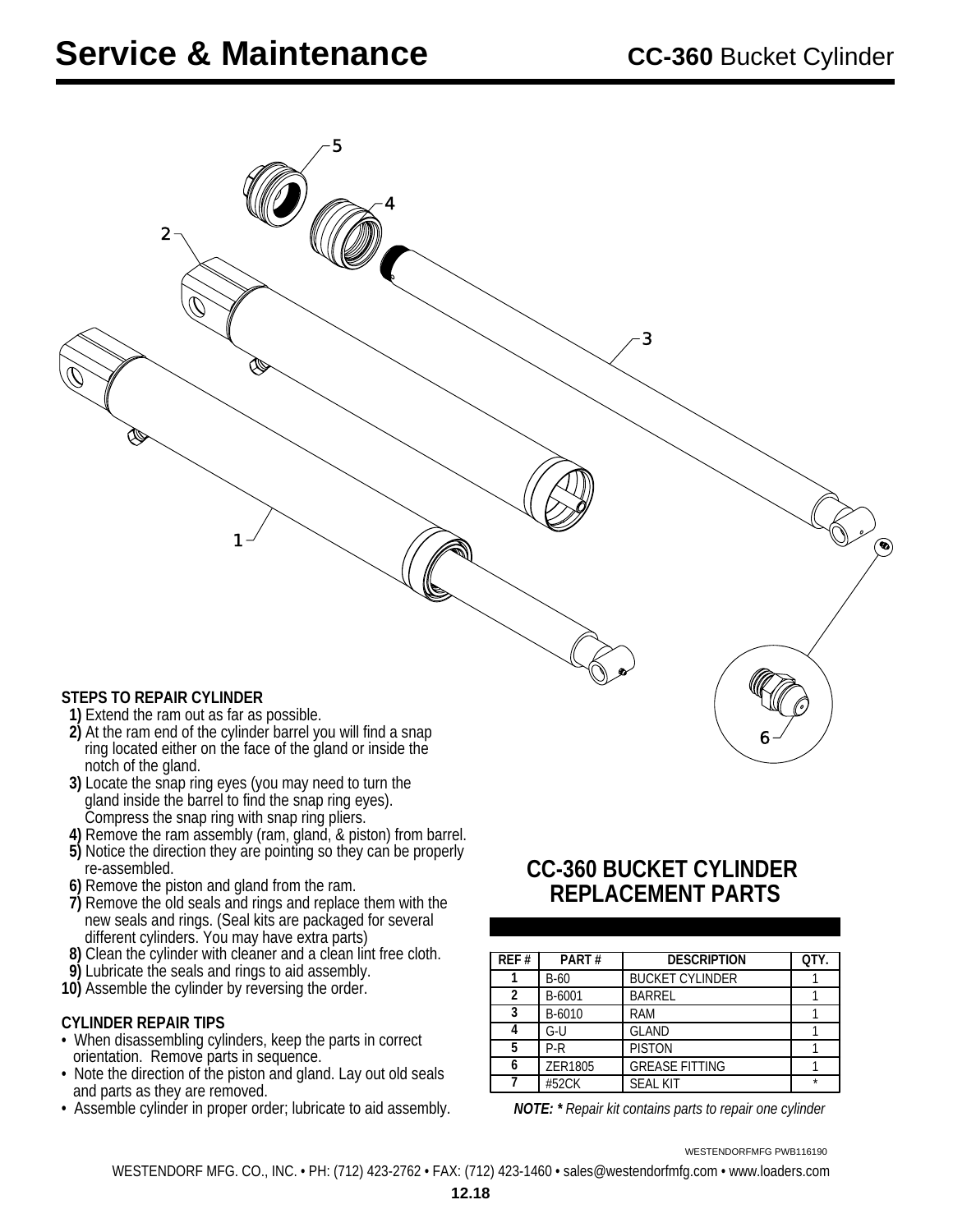# Service & Maintenance

## CC-360 Bucket Cylinder

### STEPS TO REPAIR CYLINDER

**1)** Extend the ram out as far as possible.
**2)** At the ram end of the cylinder barrel you will find a snap ring located either on the face of the gland or inside the notch of the gland.
**3)** Locate the snap ring eyes (you may need to turn the gland inside the barrel to find the snap ring eyes). Compress the snap ring with snap ring pliers.
**4)** Remove the ram assembly (ram, gland, & piston) from barrel.
**5)** Notice the direction they are pointing so they can be properly re-assembled.
**6)** Remove the piston and gland from the ram.
**7)** Remove the old seals and rings and replace them with the new seals and rings. (Seal kits are packaged for several different cylinders. You may have extra parts)
**8)** Clean the cylinder with cleaner and a clean lint free cloth.
**9)** Lubricate the seals and rings to aid assembly.
**10)** Assemble the cylinder by reversing the order.

### CYLINDER REPAIR TIPS

- When disassembling cylinders, keep the parts in correct orientation. Remove parts in sequence.
- Note the direction of the piston and gland. Lay out old seals and parts as they are removed.
- Assemble cylinder in proper order; lubricate to aid assembly.

## CC-360 BUCKET CYLINDER REPLACEMENT PARTS

| REF # | PART # | DESCRIPTION | QTY. |
|---|---|---|---|
| 1 | B-60 | BUCKET CYLINDER | 1 |
| 2 | B-6001 | BARREL | 1 |
| 3 | B-6010 | RAM | 1 |
| 4 | G-U | GLAND | 1 |
| 5 | P-R | PISTON | 1 |
| 6 | ZER1805 | GREASE FITTING | 1 |
| 7 | #52CK | SEAL KIT | * |

***NOTE: \**** *Repair kit contains parts to repair one cylinder*

WESTENDORFMFG PWB116190

WESTENDORF MFG. CO., INC. • PH: (712) 423-2762 • FAX: (712) 423-1460 • sales@westendorfmfg.com • www.loaders.com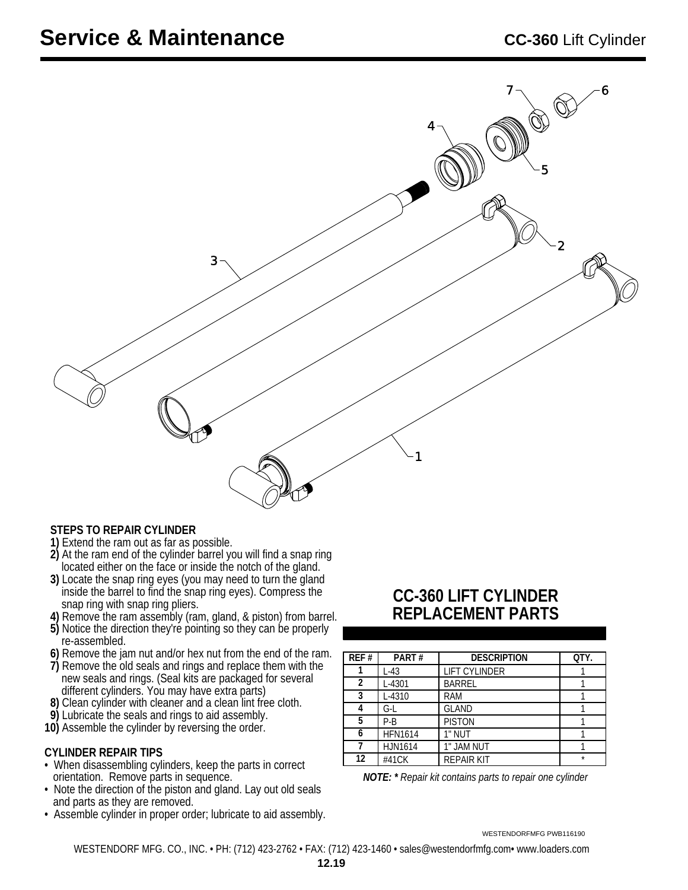# Service & Maintenance

**CC-360** Lift Cylinder

7 6 4 5 2 3 1

**STEPS TO REPAIR CYLINDER**

**1)** Extend the ram out as far as possible.
**2)** At the ram end of the cylinder barrel you will find a snap ring located either on the face or inside the notch of the gland.
**3)** Locate the snap ring eyes (you may need to turn the gland inside the barrel to find the snap ring eyes). Compress the snap ring with snap ring pliers.
**4)** Remove the ram assembly (ram, gland, & piston) from barrel.
**5)** Notice the direction they're pointing so they can be properly re-assembled.
**6)** Remove the jam nut and/or hex nut from the end of the ram.
**7)** Remove the old seals and rings and replace them with the new seals and rings. (Seal kits are packaged for several different cylinders. You may have extra parts)
**8)** Clean cylinder with cleaner and a clean lint free cloth.
**9)** Lubricate the seals and rings to aid assembly.
**10)** Assemble the cylinder by reversing the order.

**CYLINDER REPAIR TIPS**

- When disassembling cylinders, keep the parts in correct orientation. Remove parts in sequence.
- Note the direction of the piston and gland. Lay out old seals and parts as they are removed.
- Assemble cylinder in proper order; lubricate to aid assembly.

## CC-360 LIFT CYLINDER REPLACEMENT PARTS

| REF # | PART # | DESCRIPTION | QTY. |
|---|---|---|---|
| 1 | L-43 | LIFT CYLINDER | 1 |
| 2 | L-4301 | BARREL | 1 |
| 3 | L-4310 | RAM | 1 |
| 4 | G-L | GLAND | 1 |
| 5 | P-B | PISTON | 1 |
| 6 | HFN1614 | 1" NUT | 1 |
| 7 | HJN1614 | 1" JAM NUT | 1 |
| 12 | #41CK | REPAIR KIT | * |

***NOTE: **** *Repair kit contains parts to repair one cylinder*

WESTENDORFMFG PWB116190

WESTENDORF MFG. CO., INC. • PH: (712) 423-2762 • FAX: (712) 423-1460 • sales@westendorfmfg.com• www.loaders.com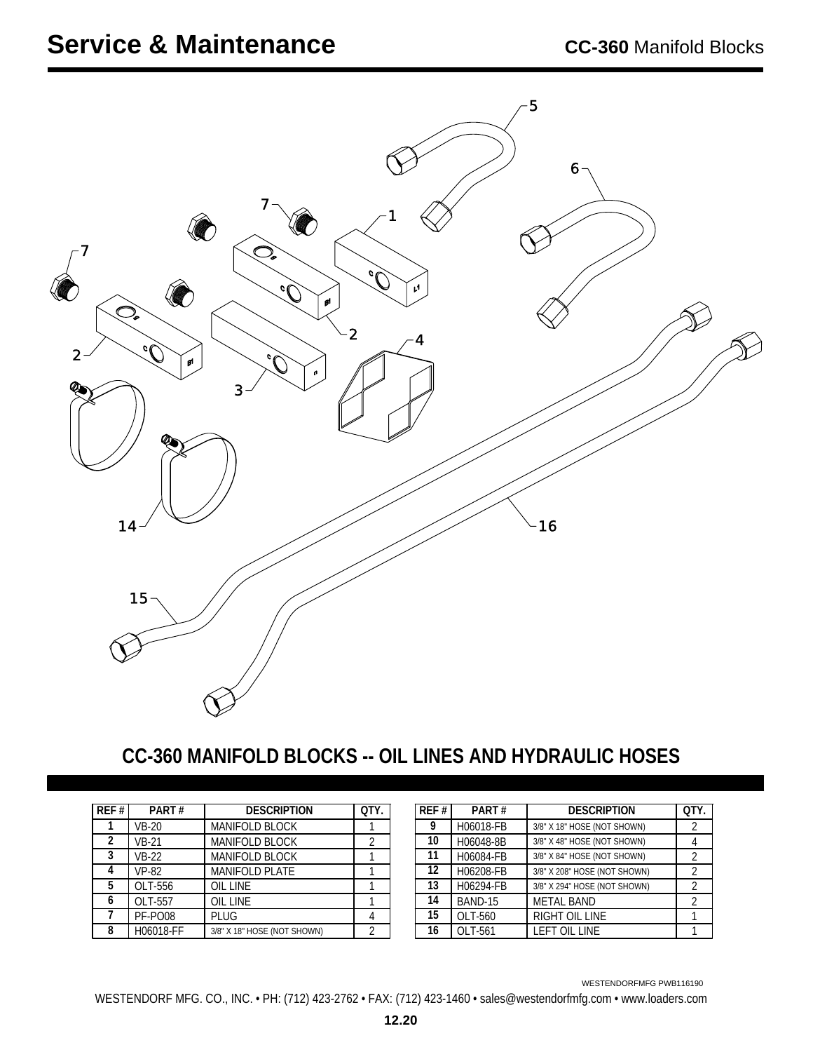# Service & Maintenance

**CC-360** Manifold Blocks

## CC-360 MANIFOLD BLOCKS -- OIL LINES AND HYDRAULIC HOSES

| REF # | PART # | DESCRIPTION | QTY. |
|---|---|---|---|
| 1 | VB-20 | MANIFOLD BLOCK | 1 |
| 2 | VB-21 | MANIFOLD BLOCK | 2 |
| 3 | VB-22 | MANIFOLD BLOCK | 1 |
| 4 | VP-82 | MANIFOLD PLATE | 1 |
| 5 | OLT-556 | OIL LINE | 1 |
| 6 | OLT-557 | OIL LINE | 1 |
| 7 | PF-PO08 | PLUG | 4 |
| 8 | H06018-FF | 3/8" X 18" HOSE (NOT SHOWN) | 2 |
| 9 | H06018-FB | 3/8" X 18" HOSE (NOT SHOWN) | 2 |
| 10 | H06048-8B | 3/8" X 48" HOSE (NOT SHOWN) | 4 |
| 11 | H06084-FB | 3/8" X 84" HOSE (NOT SHOWN) | 2 |
| 12 | H06208-FB | 3/8" X 208" HOSE (NOT SHOWN) | 2 |
| 13 | H06294-FB | 3/8" X 294" HOSE (NOT SHOWN) | 2 |
| 14 | BAND-15 | METAL BAND | 2 |
| 15 | OLT-560 | RIGHT OIL LINE | 1 |
| 16 | OLT-561 | LEFT OIL LINE | 1 |

WESTENDORFMFG PWB116190

WESTENDORF MFG. CO., INC. • PH: (712) 423-2762 • FAX: (712) 423-1460 • sales@westendorfmfg.com • www.loaders.com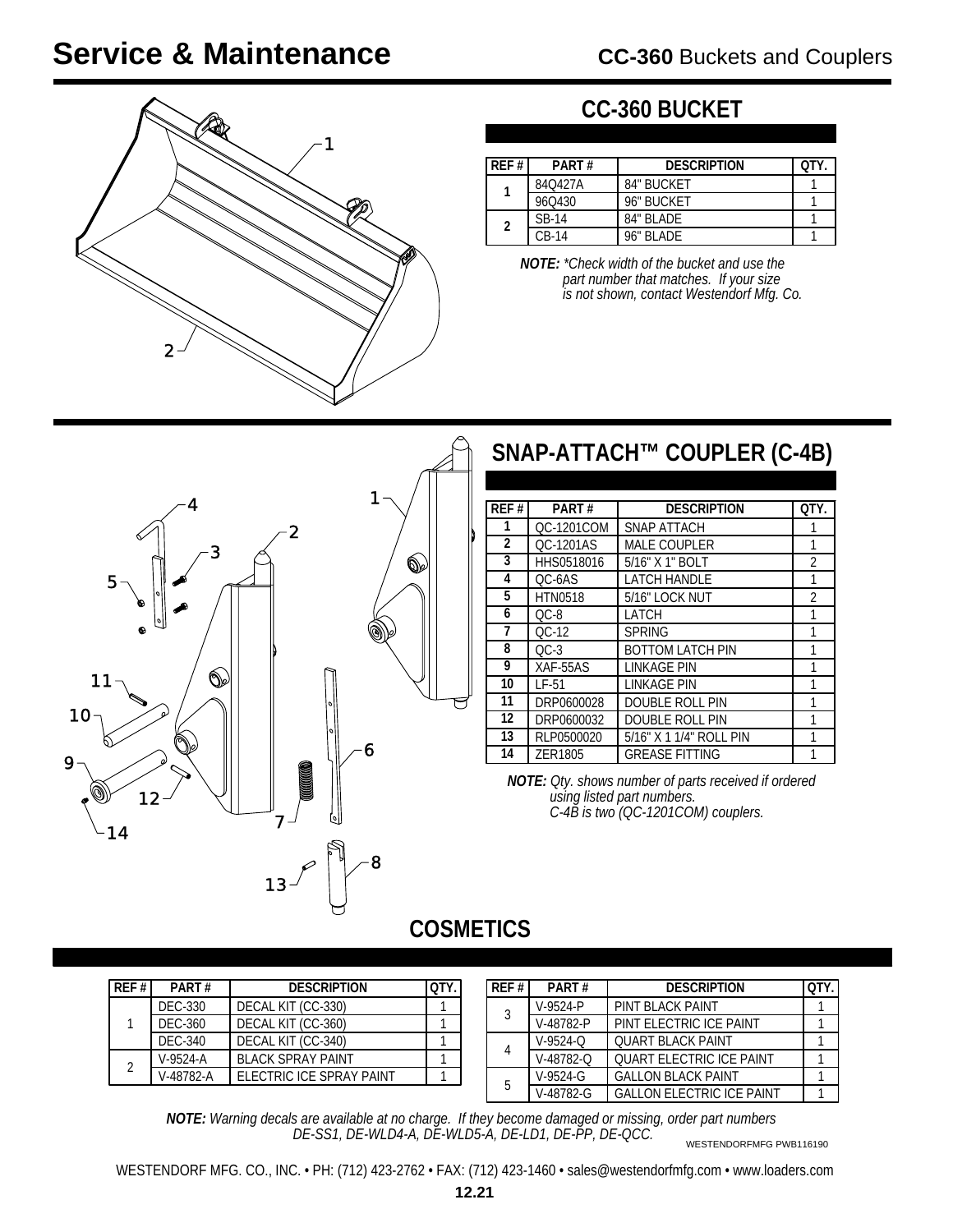# Service & Maintenance

**CC-360** Buckets and Couplers

## CC-360 BUCKET

| REF # | PART # | DESCRIPTION | QTY. |
|---|---|---|---|
| 1 | 84Q427A | 84" BUCKET | 1 |
| | 96Q430 | 96" BUCKET | 1 |
| 2 | SB-14 | 84" BLADE | 1 |
| | CB-14 | 96" BLADE | 1 |

***NOTE:*** *\*Check width of the bucket and use the part number that matches. If your size is not shown, contact Westendorf Mfg. Co.*

## SNAP-ATTACH™ COUPLER (C-4B)

| REF # | PART # | DESCRIPTION | QTY. |
|---|---|---|---|
| 1 | QC-1201COM | SNAP ATTACH | 1 |
| 2 | QC-1201AS | MALE COUPLER | 1 |
| 3 | HHS0518016 | 5/16" X 1" BOLT | 2 |
| 4 | QC-6AS | LATCH HANDLE | 1 |
| 5 | HTN0518 | 5/16" LOCK NUT | 2 |
| 6 | QC-8 | LATCH | 1 |
| 7 | QC-12 | SPRING | 1 |
| 8 | QC-3 | BOTTOM LATCH PIN | 1 |
| 9 | XAF-55AS | LINKAGE PIN | 1 |
| 10 | LF-51 | LINKAGE PIN | 1 |
| 11 | DRP0600028 | DOUBLE ROLL PIN | 1 |
| 12 | DRP0600032 | DOUBLE ROLL PIN | 1 |
| 13 | RLP0500020 | 5/16" X 1 1/4" ROLL PIN | 1 |
| 14 | ZER1805 | GREASE FITTING | 1 |

***NOTE:*** *Qty. shows number of parts received if ordered using listed part numbers. C-4B is two (QC-1201COM) couplers.*

## COSMETICS

| REF # | PART # | DESCRIPTION | QTY. |
|---|---|---|---|
| 1 | DEC-330 | DECAL KIT (CC-330) | 1 |
| | DEC-360 | DECAL KIT (CC-360) | 1 |
| | DEC-340 | DECAL KIT (CC-340) | 1 |
| 2 | V-9524-A | BLACK SPRAY PAINT | 1 |
| | V-48782-A | ELECTRIC ICE SPRAY PAINT | 1 |

| REF # | PART # | DESCRIPTION | QTY. |
|---|---|---|---|
| 3 | V-9524-P | PINT BLACK PAINT | 1 |
| | V-48782-P | PINT ELECTRIC ICE PAINT | 1 |
| 4 | V-9524-Q | QUART BLACK PAINT | 1 |
| | V-48782-Q | QUART ELECTRIC ICE PAINT | 1 |
| 5 | V-9524-G | GALLON BLACK PAINT | 1 |
| | V-48782-G | GALLON ELECTRIC ICE PAINT | 1 |

***NOTE:*** *Warning decals are available at no charge. If they become damaged or missing, order part numbers DE-SS1, DE-WLD4-A, DE-WLD5-A, DE-LD1, DE-PP, DE-QCC.*

WESTENDORFMFG PWB116190

WESTENDORF MFG. CO., INC. • PH: (712) 423-2762 • FAX: (712) 423-1460 • sales@westendorfmfg.com • www.loaders.com